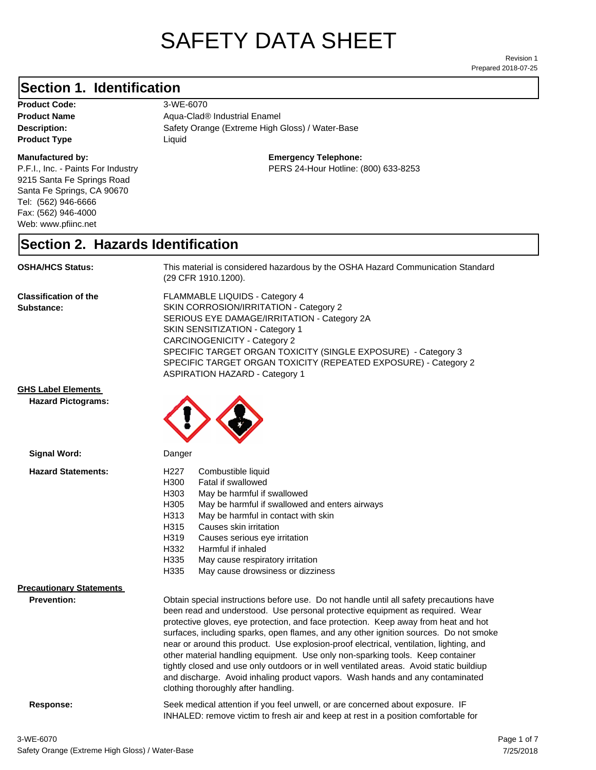# SAFETY DATA SHEET

Revision 1
Prepared 2018-07-25

## Section 1. Identification

**Product Code:** 3-WE-6070
**Product Name** Aqua-Clad® Industrial Enamel
**Description:** Safety Orange (Extreme High Gloss) / Water-Base
**Product Type** Liquid

**Manufactured by:**
P.F.I., Inc. - Paints For Industry
9215 Santa Fe Springs Road
Santa Fe Springs, CA 90670
Tel: (562) 946-6666
Fax: (562) 946-4000
Web: www.pfiinc.net

**Emergency Telephone:**
PERS 24-Hour Hotline: (800) 633-8253

## Section 2. Hazards Identification

**OSHA/HCS Status:** This material is considered hazardous by the OSHA Hazard Communication Standard (29 CFR 1910.1200).

**Classification of the Substance:**
FLAMMABLE LIQUIDS - Category 4
SKIN CORROSION/IRRITATION - Category 2
SERIOUS EYE DAMAGE/IRRITATION - Category 2A
SKIN SENSITIZATION - Category 1
CARCINOGENICITY - Category 2
SPECIFIC TARGET ORGAN TOXICITY (SINGLE EXPOSURE) - Category 3
SPECIFIC TARGET ORGAN TOXICITY (REPEATED EXPOSURE) - Category 2
ASPIRATION HAZARD - Category 1

**GHS Label Elements**

**Hazard Pictograms:**

**Signal Word:** Danger

**Hazard Statements:**

| | |
|---|---|
| H227 | Combustible liquid |
| H300 | Fatal if swallowed |
| H303 | May be harmful if swallowed |
| H305 | May be harmful if swallowed and enters airways |
| H313 | May be harmful in contact with skin |
| H315 | Causes skin irritation |
| H319 | Causes serious eye irritation |
| H332 | Harmful if inhaled |
| H335 | May cause respiratory irritation |
| H335 | May cause drowsiness or dizziness |

**Precautionary Statements**

**Prevention:** Obtain special instructions before use. Do not handle until all safety precautions have been read and understood. Use personal protective equipment as required. Wear protective gloves, eye protection, and face protection. Keep away from heat and hot surfaces, including sparks, open flames, and any other ignition sources. Do not smoke near or around this product. Use explosion-proof electrical, ventilation, lighting, and other material handling equipment. Use only non-sparking tools. Keep container tightly closed and use only outdoors or in well ventilated areas. Avoid static buildiup and discharge. Avoid inhaling product vapors. Wash hands and any contaminated clothing thoroughly after handling.

**Response:** Seek medical attention if you feel unwell, or are concerned about exposure. IF INHALED: remove victim to fresh air and keep at rest in a position comfortable for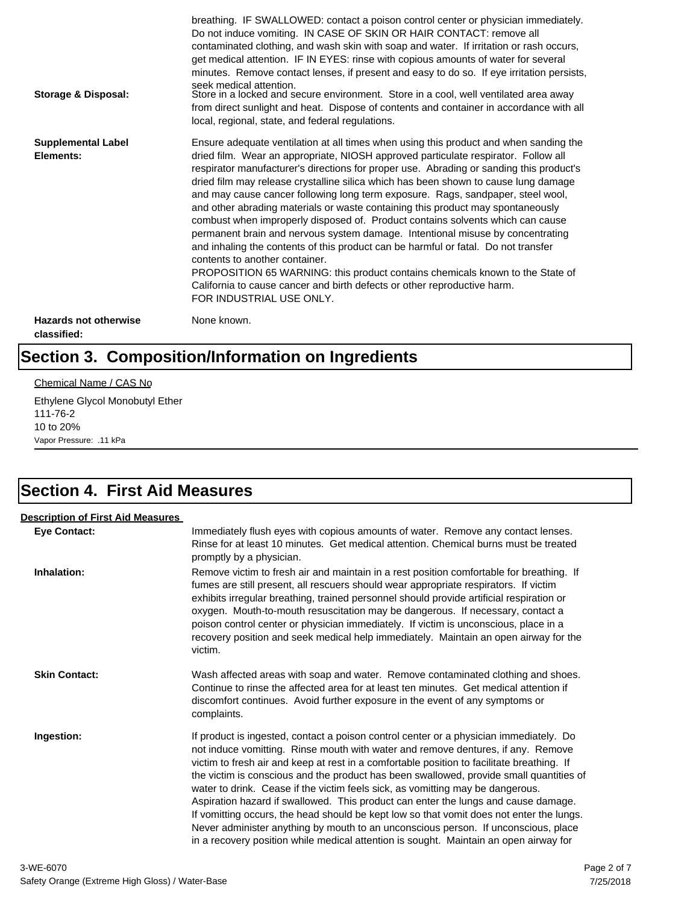breathing. IF SWALLOWED: contact a poison control center or physician immediately. Do not induce vomiting. IN CASE OF SKIN OR HAIR CONTACT: remove all contaminated clothing, and wash skin with soap and water. If irritation or rash occurs, get medical attention. IF IN EYES: rinse with copious amounts of water for several minutes. Remove contact lenses, if present and easy to do so. If eye irritation persists, seek medical attention.

**Storage & Disposal:** Store in a locked and secure environment. Store in a cool, well ventilated area away from direct sunlight and heat. Dispose of contents and container in accordance with all local, regional, state, and federal regulations.

**Supplemental Label Elements:** Ensure adequate ventilation at all times when using this product and when sanding the dried film. Wear an appropriate, NIOSH approved particulate respirator. Follow all respirator manufacturer's directions for proper use. Abrading or sanding this product's dried film may release crystalline silica which has been shown to cause lung damage and may cause cancer following long term exposure. Rags, sandpaper, steel wool, and other abrading materials or waste containing this product may spontaneously combust when improperly disposed of. Product contains solvents which can cause permanent brain and nervous system damage. Intentional misuse by concentrating and inhaling the contents of this product can be harmful or fatal. Do not transfer contents to another container.
PROPOSITION 65 WARNING: this product contains chemicals known to the State of California to cause cancer and birth defects or other reproductive harm.
FOR INDUSTRIAL USE ONLY.

**Hazards not otherwise classified:** None known.

# Section 3. Composition/Information on Ingredients

Chemical Name / CAS No

Ethylene Glycol Monobutyl Ether
111-76-2
10 to 20%
Vapor Pressure: .11 kPa

# Section 4. First Aid Measures

**Description of First Aid Measures**

**Eye Contact:** Immediately flush eyes with copious amounts of water. Remove any contact lenses. Rinse for at least 10 minutes. Get medical attention. Chemical burns must be treated promptly by a physician.

**Inhalation:** Remove victim to fresh air and maintain in a rest position comfortable for breathing. If fumes are still present, all rescuers should wear appropriate respirators. If victim exhibits irregular breathing, trained personnel should provide artificial respiration or oxygen. Mouth-to-mouth resuscitation may be dangerous. If necessary, contact a poison control center or physician immediately. If victim is unconscious, place in a recovery position and seek medical help immediately. Maintain an open airway for the victim.

**Skin Contact:** Wash affected areas with soap and water. Remove contaminated clothing and shoes. Continue to rinse the affected area for at least ten minutes. Get medical attention if discomfort continues. Avoid further exposure in the event of any symptoms or complaints.

**Ingestion:** If product is ingested, contact a poison control center or a physician immediately. Do not induce vomitting. Rinse mouth with water and remove dentures, if any. Remove victim to fresh air and keep at rest in a comfortable position to facilitate breathing. If the victim is conscious and the product has been swallowed, provide small quantities of water to drink. Cease if the victim feels sick, as vomitting may be dangerous. Aspiration hazard if swallowed. This product can enter the lungs and cause damage. If vomitting occurs, the head should be kept low so that vomit does not enter the lungs. Never administer anything by mouth to an unconscious person. If unconscious, place in a recovery position while medical attention is sought. Maintain an open airway for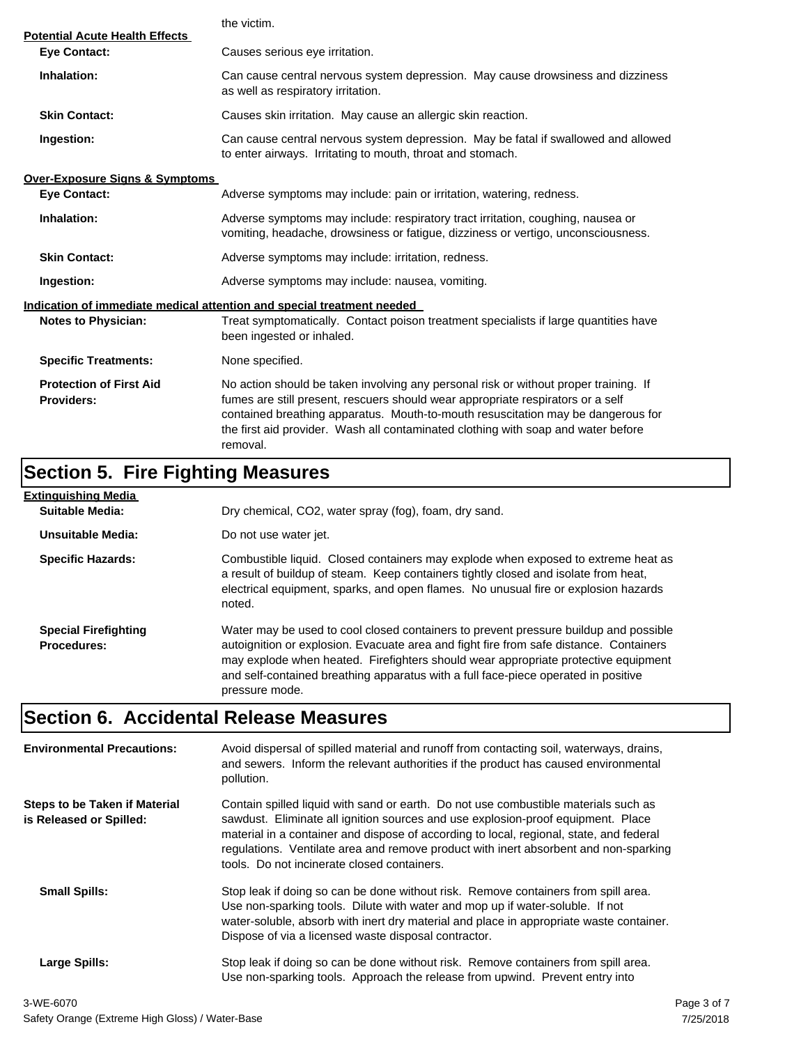the victim.

**Potential Acute Health Effects**

| | |
|---|---|
| **Eye Contact:** | Causes serious eye irritation. |
| **Inhalation:** | Can cause central nervous system depression. May cause drowsiness and dizziness as well as respiratory irritation. |
| **Skin Contact:** | Causes skin irritation. May cause an allergic skin reaction. |
| **Ingestion:** | Can cause central nervous system depression. May be fatal if swallowed and allowed to enter airways. Irritating to mouth, throat and stomach. |

**Over-Exposure Signs & Symptoms**

| | |
|---|---|
| **Eye Contact:** | Adverse symptoms may include: pain or irritation, watering, redness. |
| **Inhalation:** | Adverse symptoms may include: respiratory tract irritation, coughing, nausea or vomiting, headache, drowsiness or fatigue, dizziness or vertigo, unconsciousness. |
| **Skin Contact:** | Adverse symptoms may include: irritation, redness. |
| **Ingestion:** | Adverse symptoms may include: nausea, vomiting. |

**Indication of immediate medical attention and special treatment needed**

| | |
|---|---|
| **Notes to Physician:** | Treat symptomatically. Contact poison treatment specialists if large quantities have been ingested or inhaled. |
| **Specific Treatments:** | None specified. |
| **Protection of First Aid Providers:** | No action should be taken involving any personal risk or without proper training. If fumes are still present, rescuers should wear appropriate respirators or a self contained breathing apparatus. Mouth-to-mouth resuscitation may be dangerous for the first aid provider. Wash all contaminated clothing with soap and water before removal. |

# Section 5. Fire Fighting Measures

**Extinguishing Media**

| | |
|---|---|
| **Suitable Media:** | Dry chemical, $CO_2$, water spray (fog), foam, dry sand. |
| **Unsuitable Media:** | Do not use water jet. |
| **Specific Hazards:** | Combustible liquid. Closed containers may explode when exposed to extreme heat as a result of buildup of steam. Keep containers tightly closed and isolate from heat, electrical equipment, sparks, and open flames. No unusual fire or explosion hazards noted. |
| **Special Firefighting Procedures:** | Water may be used to cool closed containers to prevent pressure buildup and possible autoignition or explosion. Evacuate area and fight fire from safe distance. Containers may explode when heated. Firefighters should wear appropriate protective equipment and self-contained breathing apparatus with a full face-piece operated in positive pressure mode. |

# Section 6. Accidental Release Measures

| | |
|---|---|
| **Environmental Precautions:** | Avoid dispersal of spilled material and runoff from contacting soil, waterways, drains, and sewers. Inform the relevant authorities if the product has caused environmental pollution. |
| **Steps to be Taken if Material is Released or Spilled:** | Contain spilled liquid with sand or earth. Do not use combustible materials such as sawdust. Eliminate all ignition sources and use explosion-proof equipment. Place material in a container and dispose of according to local, regional, state, and federal regulations. Ventilate area and remove product with inert absorbent and non-sparking tools. Do not incinerate closed containers. |
| **Small Spills:** | Stop leak if doing so can be done without risk. Remove containers from spill area. Use non-sparking tools. Dilute with water and mop up if water-soluble. If not water-soluble, absorb with inert dry material and place in appropriate waste container. Dispose of via a licensed waste disposal contractor. |
| **Large Spills:** | Stop leak if doing so can be done without risk. Remove containers from spill area. Use non-sparking tools. Approach the release from upwind. Prevent entry into |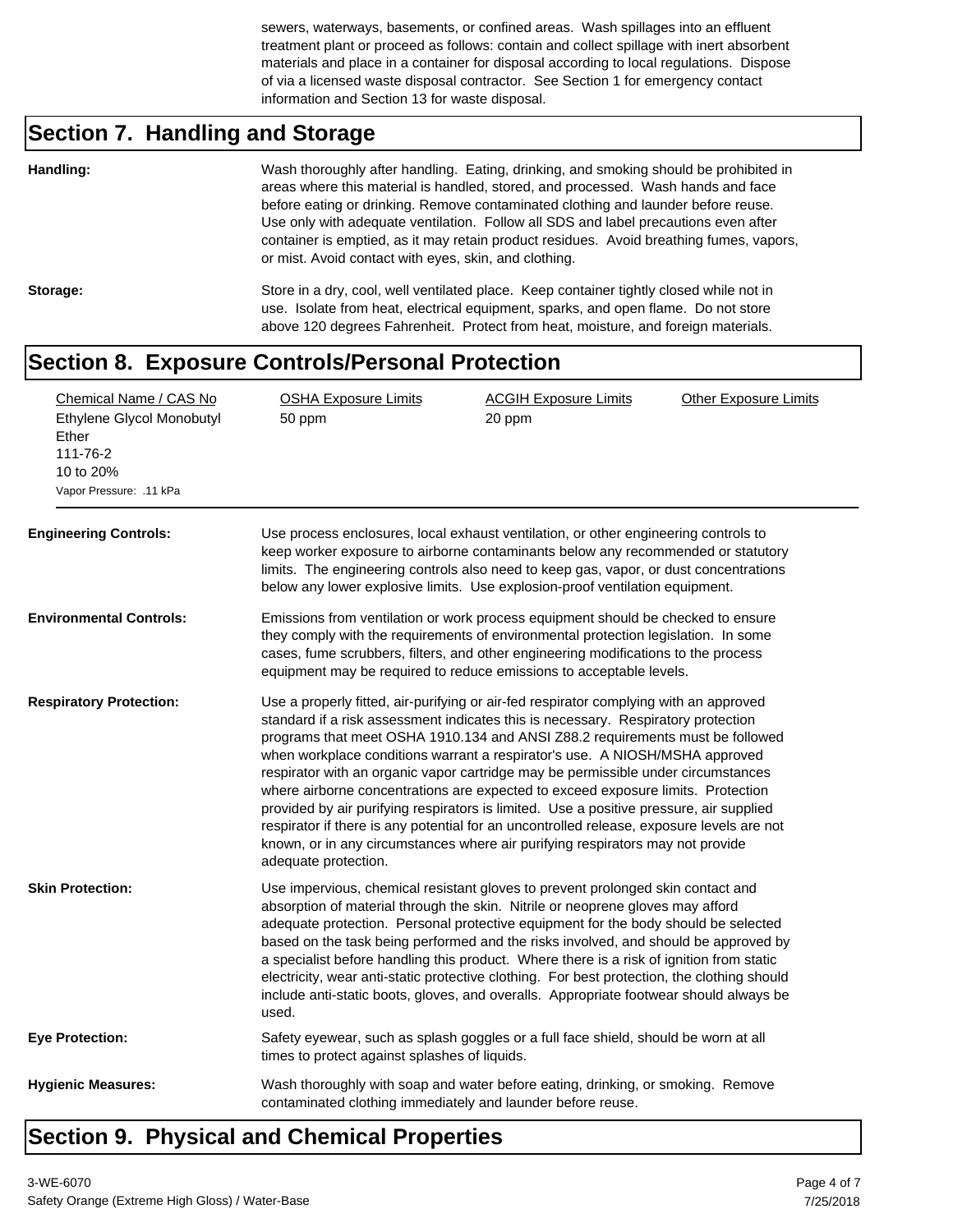sewers, waterways, basements, or confined areas. Wash spillages into an effluent treatment plant or proceed as follows: contain and collect spillage with inert absorbent materials and place in a container for disposal according to local regulations. Dispose of via a licensed waste disposal contractor. See Section 1 for emergency contact information and Section 13 for waste disposal.

## Section 7. Handling and Storage

**Handling:** Wash thoroughly after handling. Eating, drinking, and smoking should be prohibited in areas where this material is handled, stored, and processed. Wash hands and face before eating or drinking. Remove contaminated clothing and launder before reuse. Use only with adequate ventilation. Follow all SDS and label precautions even after container is emptied, as it may retain product residues. Avoid breathing fumes, vapors, or mist. Avoid contact with eyes, skin, and clothing.

**Storage:** Store in a dry, cool, well ventilated place. Keep container tightly closed while not in use. Isolate from heat, electrical equipment, sparks, and open flame. Do not store above 120 degrees Fahrenheit. Protect from heat, moisture, and foreign materials.

## Section 8. Exposure Controls/Personal Protection

| Chemical Name / CAS No | OSHA Exposure Limits | ACGIH Exposure Limits | Other Exposure Limits |
|---|---|---|---|
| Ethylene Glycol Monobutyl Ether<br>111-76-2<br>10 to 20%<br>Vapor Pressure: .11 kPa | 50 ppm | 20 ppm | |

**Engineering Controls:** Use process enclosures, local exhaust ventilation, or other engineering controls to keep worker exposure to airborne contaminants below any recommended or statutory limits. The engineering controls also need to keep gas, vapor, or dust concentrations below any lower explosive limits. Use explosion-proof ventilation equipment.

**Environmental Controls:** Emissions from ventilation or work process equipment should be checked to ensure they comply with the requirements of environmental protection legislation. In some cases, fume scrubbers, filters, and other engineering modifications to the process equipment may be required to reduce emissions to acceptable levels.

**Respiratory Protection:** Use a properly fitted, air-purifying or air-fed respirator complying with an approved standard if a risk assessment indicates this is necessary. Respiratory protection programs that meet OSHA 1910.134 and ANSI Z88.2 requirements must be followed when workplace conditions warrant a respirator's use. A NIOSH/MSHA approved respirator with an organic vapor cartridge may be permissible under circumstances where airborne concentrations are expected to exceed exposure limits. Protection provided by air purifying respirators is limited. Use a positive pressure, air supplied respirator if there is any potential for an uncontrolled release, exposure levels are not known, or in any circumstances where air purifying respirators may not provide adequate protection.

**Skin Protection:** Use impervious, chemical resistant gloves to prevent prolonged skin contact and absorption of material through the skin. Nitrile or neoprene gloves may afford adequate protection. Personal protective equipment for the body should be selected based on the task being performed and the risks involved, and should be approved by a specialist before handling this product. Where there is a risk of ignition from static electricity, wear anti-static protective clothing. For best protection, the clothing should include anti-static boots, gloves, and overalls. Appropriate footwear should always be used.

**Eye Protection:** Safety eyewear, such as splash goggles or a full face shield, should be worn at all times to protect against splashes of liquids.

**Hygienic Measures:** Wash thoroughly with soap and water before eating, drinking, or smoking. Remove contaminated clothing immediately and launder before reuse.

## Section 9. Physical and Chemical Properties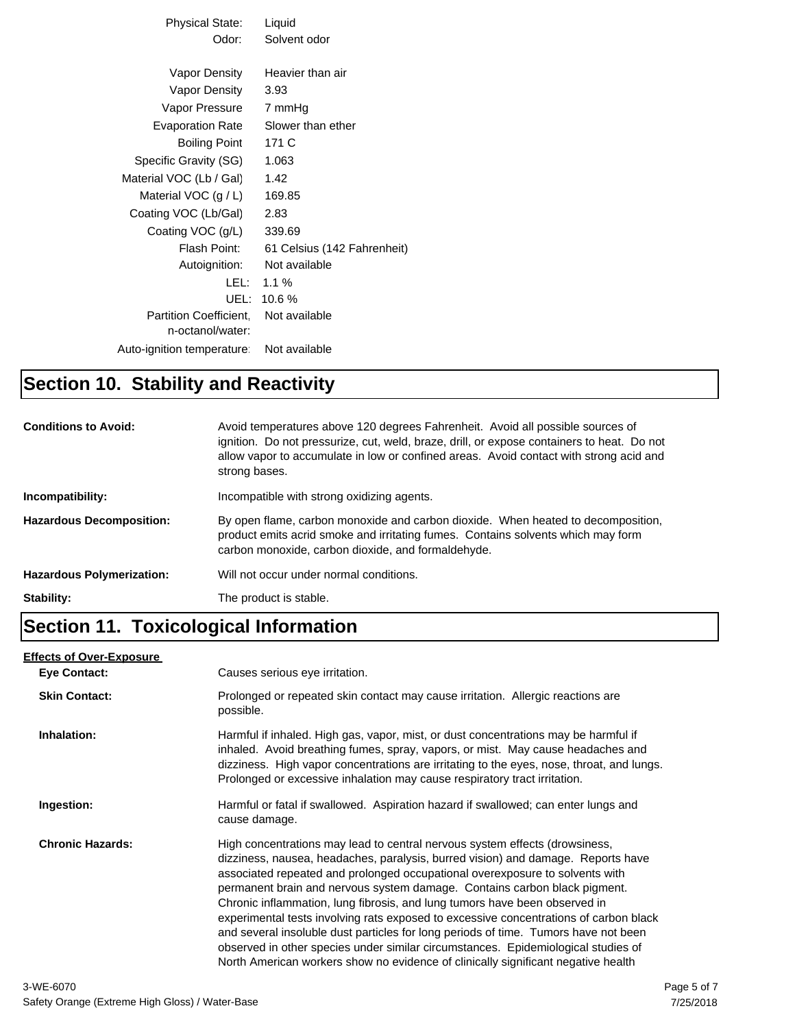| | |
|---|---|
| Physical State: | Liquid |
| Odor: | Solvent odor |
| Vapor Density | Heavier than air |
| Vapor Density | 3.93 |
| Vapor Pressure | 7 mmHg |
| Evaporation Rate | Slower than ether |
| Boiling Point | 171 C |
| Specific Gravity (SG) | 1.063 |
| Material VOC (Lb / Gal) | 1.42 |
| Material VOC (g / L) | 169.85 |
| Coating VOC (Lb/Gal) | 2.83 |
| Coating VOC (g/L) | 339.69 |
| Flash Point: | 61 Celsius (142 Fahrenheit) |
| Autoignition: | Not available |
| LEL: | 1.1 % |
| UEL: | 10.6 % |
| Partition Coefficient, n-octanol/water: | Not available |
| Auto-ignition temperature: | Not available |

# Section 10. Stability and Reactivity

**Conditions to Avoid:** Avoid temperatures above 120 degrees Fahrenheit. Avoid all possible sources of ignition. Do not pressurize, cut, weld, braze, drill, or expose containers to heat. Do not allow vapor to accumulate in low or confined areas. Avoid contact with strong acid and strong bases.

**Incompatibility:** Incompatible with strong oxidizing agents.

**Hazardous Decomposition:** By open flame, carbon monoxide and carbon dioxide. When heated to decomposition, product emits acrid smoke and irritating fumes. Contains solvents which may form carbon monoxide, carbon dioxide, and formaldehyde.

**Hazardous Polymerization:** Will not occur under normal conditions.

**Stability:** The product is stable.

# Section 11. Toxicological Information

**Effects of Over-Exposure**

**Eye Contact:** Causes serious eye irritation.

**Skin Contact:** Prolonged or repeated skin contact may cause irritation. Allergic reactions are possible.

**Inhalation:** Harmful if inhaled. High gas, vapor, mist, or dust concentrations may be harmful if inhaled. Avoid breathing fumes, spray, vapors, or mist. May cause headaches and dizziness. High vapor concentrations are irritating to the eyes, nose, throat, and lungs. Prolonged or excessive inhalation may cause respiratory tract irritation.

**Ingestion:** Harmful or fatal if swallowed. Aspiration hazard if swallowed; can enter lungs and cause damage.

**Chronic Hazards:** High concentrations may lead to central nervous system effects (drowsiness, dizziness, nausea, headaches, paralysis, burred vision) and damage. Reports have associated repeated and prolonged occupational overexposure to solvents with permanent brain and nervous system damage. Contains carbon black pigment. Chronic inflammation, lung fibrosis, and lung tumors have been observed in experimental tests involving rats exposed to excessive concentrations of carbon black and several insoluble dust particles for long periods of time. Tumors have not been observed in other species under similar circumstances. Epidemiological studies of North American workers show no evidence of clinically significant negative health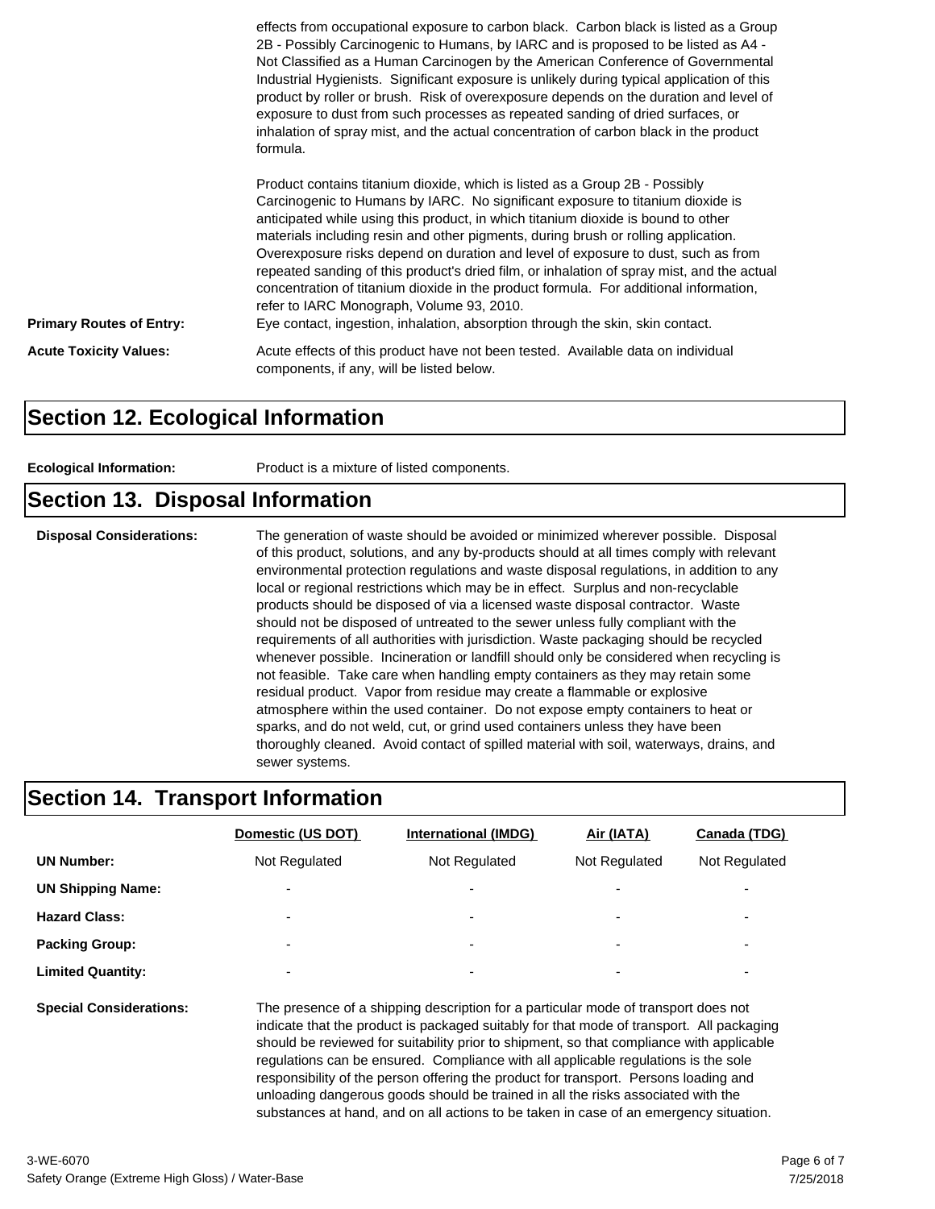effects from occupational exposure to carbon black. Carbon black is listed as a Group 2B - Possibly Carcinogenic to Humans, by IARC and is proposed to be listed as A4 - Not Classified as a Human Carcinogen by the American Conference of Governmental Industrial Hygienists. Significant exposure is unlikely during typical application of this product by roller or brush. Risk of overexposure depends on the duration and level of exposure to dust from such processes as repeated sanding of dried surfaces, or inhalation of spray mist, and the actual concentration of carbon black in the product formula.

Product contains titanium dioxide, which is listed as a Group 2B - Possibly Carcinogenic to Humans by IARC. No significant exposure to titanium dioxide is anticipated while using this product, in which titanium dioxide is bound to other materials including resin and other pigments, during brush or rolling application. Overexposure risks depend on duration and level of exposure to dust, such as from repeated sanding of this product's dried film, or inhalation of spray mist, and the actual concentration of titanium dioxide in the product formula. For additional information, refer to IARC Monograph, Volume 93, 2010.

**Primary Routes of Entry:** Eye contact, ingestion, inhalation, absorption through the skin, skin contact.

**Acute Toxicity Values:** Acute effects of this product have not been tested. Available data on individual components, if any, will be listed below.

## Section 12. Ecological Information

**Ecological Information:** Product is a mixture of listed components.

## Section 13. Disposal Information

**Disposal Considerations:** The generation of waste should be avoided or minimized wherever possible. Disposal of this product, solutions, and any by-products should at all times comply with relevant environmental protection regulations and waste disposal regulations, in addition to any local or regional restrictions which may be in effect. Surplus and non-recyclable products should be disposed of via a licensed waste disposal contractor. Waste should not be disposed of untreated to the sewer unless fully compliant with the requirements of all authorities with jurisdiction. Waste packaging should be recycled whenever possible. Incineration or landfill should only be considered when recycling is not feasible. Take care when handling empty containers as they may retain some residual product. Vapor from residue may create a flammable or explosive atmosphere within the used container. Do not expose empty containers to heat or sparks, and do not weld, cut, or grind used containers unless they have been thoroughly cleaned. Avoid contact of spilled material with soil, waterways, drains, and sewer systems.

## Section 14. Transport Information

| | Domestic (US DOT) | International (IMDG) | Air (IATA) | Canada (TDG) |
|---|---|---|---|---|
| **UN Number:** | Not Regulated | Not Regulated | Not Regulated | Not Regulated |
| **UN Shipping Name:** | - | - | - | - |
| **Hazard Class:** | - | - | - | - |
| **Packing Group:** | - | - | - | - |
| **Limited Quantity:** | - | - | - | - |

**Special Considerations:** The presence of a shipping description for a particular mode of transport does not indicate that the product is packaged suitably for that mode of transport. All packaging should be reviewed for suitability prior to shipment, so that compliance with applicable regulations can be ensured. Compliance with all applicable regulations is the sole responsibility of the person offering the product for transport. Persons loading and unloading dangerous goods should be trained in all the risks associated with the substances at hand, and on all actions to be taken in case of an emergency situation.

3-WE-6070
Safety Orange (Extreme High Gloss) / Water-Base
7/25/2018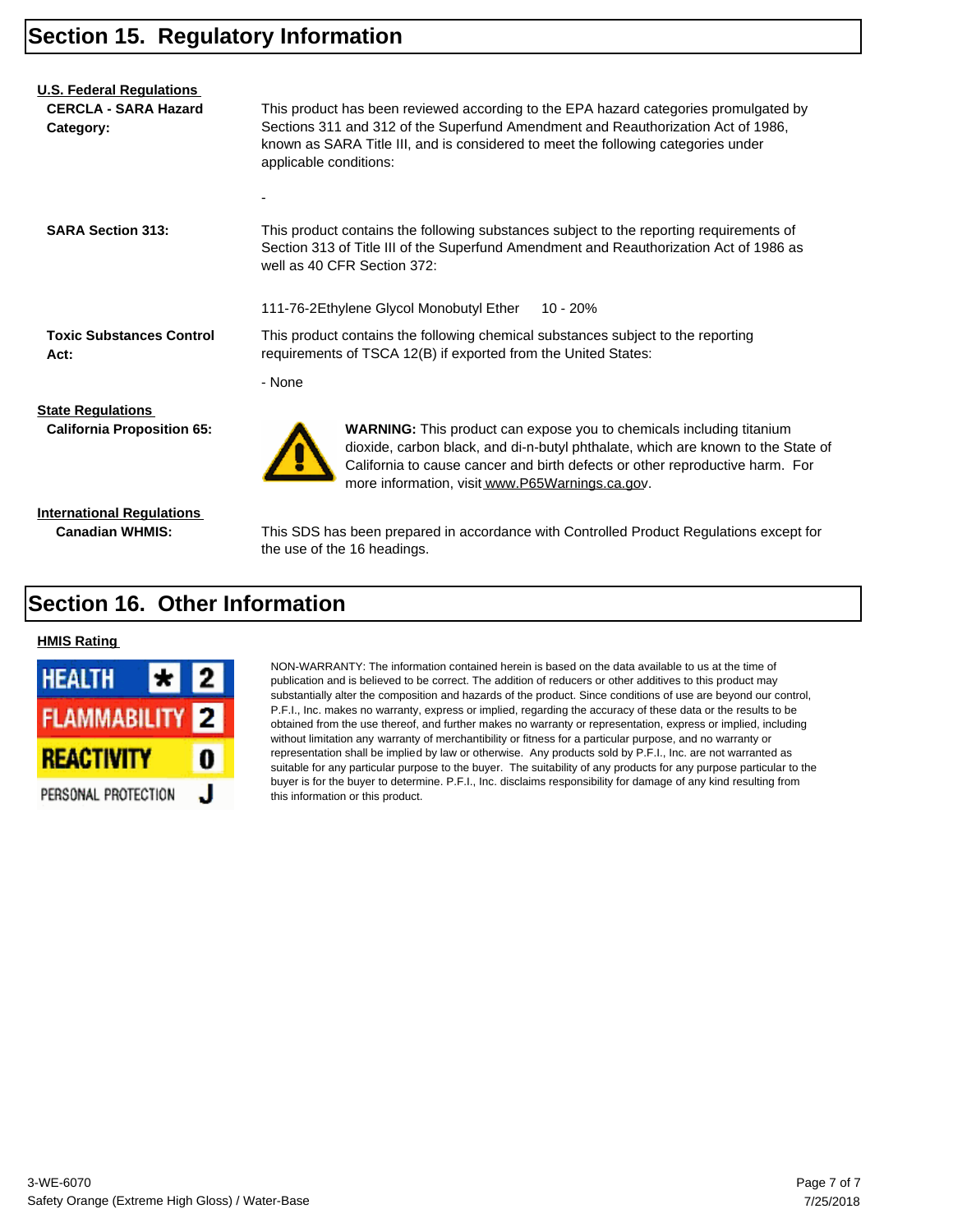# Section 15. Regulatory Information

**U.S. Federal Regulations**

**CERCLA - SARA Hazard Category:**

This product has been reviewed according to the EPA hazard categories promulgated by Sections 311 and 312 of the Superfund Amendment and Reauthorization Act of 1986, known as SARA Title III, and is considered to meet the following categories under applicable conditions:

-

**SARA Section 313:**

This product contains the following substances subject to the reporting requirements of Section 313 of Title III of the Superfund Amendment and Reauthorization Act of 1986 as well as 40 CFR Section 372:

111-76-2Ethylene Glycol Monobutyl Ether 10 - 20%

**Toxic Substances Control Act:**

This product contains the following chemical substances subject to the reporting requirements of TSCA 12(B) if exported from the United States:

- None

**State Regulations**

**California Proposition 65:**

**WARNING:** This product can expose you to chemicals including titanium dioxide, carbon black, and di-n-butyl phthalate, which are known to the State of California to cause cancer and birth defects or other reproductive harm. For more information, visit www.P65Warnings.ca.gov.

**International Regulations**

**Canadian WHMIS:**

This SDS has been prepared in accordance with Controlled Product Regulations except for the use of the 16 headings.

# Section 16. Other Information

**HMIS Rating**

| | | |
|---|---|---|
| HEALTH | * | 2 |
| FLAMMABILITY | | 2 |
| REACTIVITY | | 0 |
| PERSONAL PROTECTION | | J |

NON-WARRANTY: The information contained herein is based on the data available to us at the time of publication and is believed to be correct. The addition of reducers or other additives to this product may substantially alter the composition and hazards of the product. Since conditions of use are beyond our control, P.F.I., Inc. makes no warranty, express or implied, regarding the accuracy of these data or the results to be obtained from the use thereof, and further makes no warranty or representation, express or implied, including without limitation any warranty of merchantibility or fitness for a particular purpose, and no warranty or representation shall be implied by law or otherwise. Any products sold by P.F.I., Inc. are not warranted as suitable for any particular purpose to the buyer. The suitability of any products for any purpose particular to the buyer is for the buyer to determine. P.F.I., Inc. disclaims responsibility for damage of any kind resulting from this information or this product.